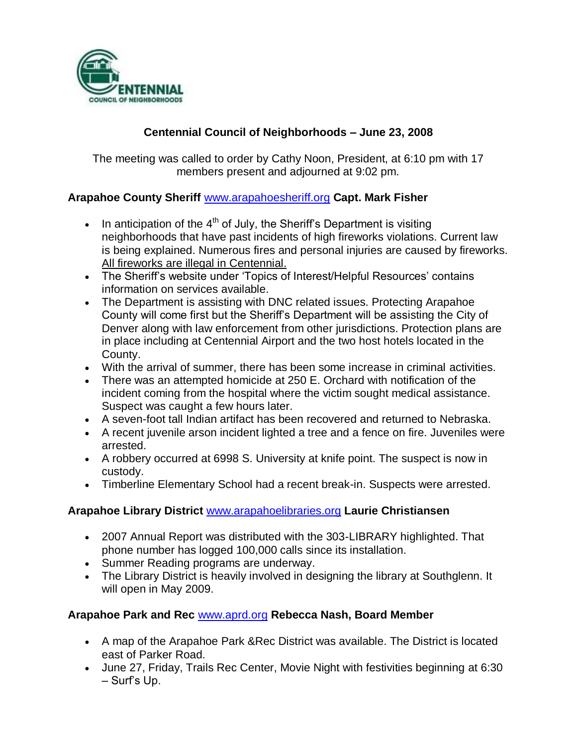# Centennial Council of Neighborhoods – June 23, 2008

The meeting was called to order by Cathy Noon, President, at 6:10 pm with 17 members present and adjourned at 9:02 pm.

## Arapahoe County Sheriff www.arapahoesheriff.org Capt. Mark Fisher

- In anticipation of the 4th of July, the Sheriff's Department is visiting neighborhoods that have past incidents of high fireworks violations. Current law is being explained. Numerous fires and personal injuries are caused by fireworks. <u>All fireworks are illegal in Centennial.</u>
- The Sheriff's website under 'Topics of Interest/Helpful Resources' contains information on services available.
- The Department is assisting with DNC related issues. Protecting Arapahoe County will come first but the Sheriff's Department will be assisting the City of Denver along with law enforcement from other jurisdictions. Protection plans are in place including at Centennial Airport and the two host hotels located in the County.
- With the arrival of summer, there has been some increase in criminal activities.
- There was an attempted homicide at 250 E. Orchard with notification of the incident coming from the hospital where the victim sought medical assistance. Suspect was caught a few hours later.
- A seven-foot tall Indian artifact has been recovered and returned to Nebraska.
- A recent juvenile arson incident lighted a tree and a fence on fire. Juveniles were arrested.
- A robbery occurred at 6998 S. University at knife point. The suspect is now in custody.
- Timberline Elementary School had a recent break-in. Suspects were arrested.

## Arapahoe Library District www.arapahoelibraries.org Laurie Christiansen

- 2007 Annual Report was distributed with the 303-LIBRARY highlighted. That phone number has logged 100,000 calls since its installation.
- Summer Reading programs are underway.
- The Library District is heavily involved in designing the library at Southglenn. It will open in May 2009.

## Arapahoe Park and Rec www.aprd.org Rebecca Nash, Board Member

- A map of the Arapahoe Park &Rec District was available. The District is located east of Parker Road.
- June 27, Friday, Trails Rec Center, Movie Night with festivities beginning at 6:30 – Surf's Up.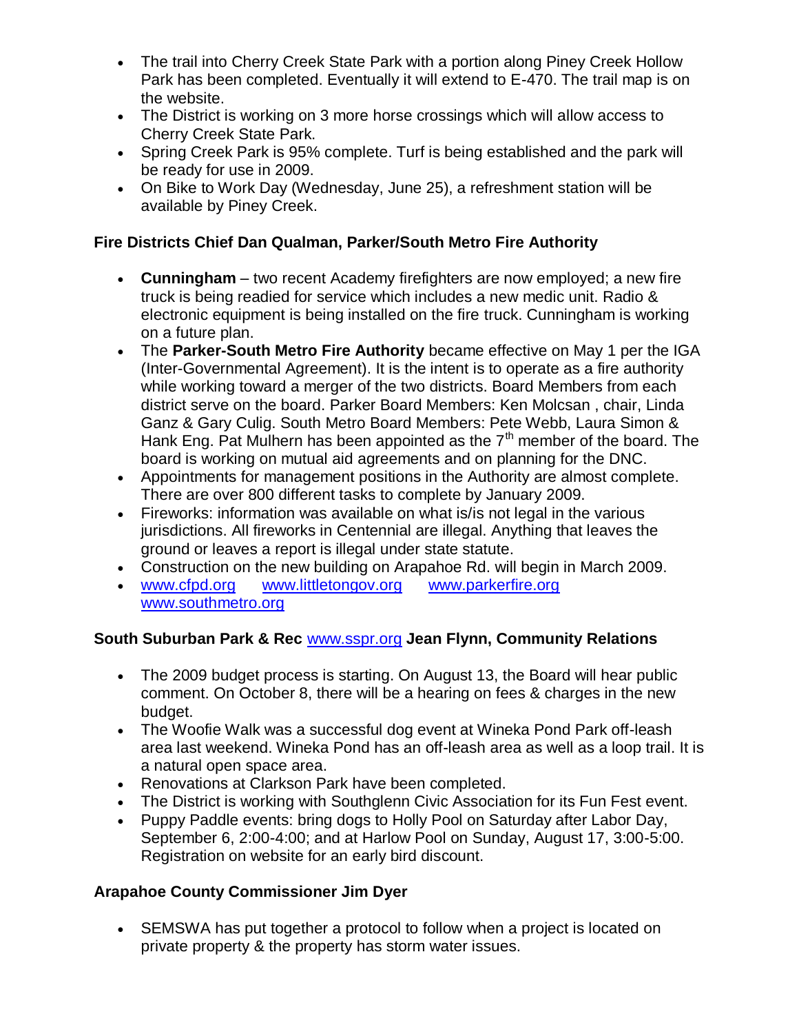- The trail into Cherry Creek State Park with a portion along Piney Creek Hollow Park has been completed. Eventually it will extend to E-470. The trail map is on the website.
- The District is working on 3 more horse crossings which will allow access to Cherry Creek State Park.
- Spring Creek Park is 95% complete. Turf is being established and the park will be ready for use in 2009.
- On Bike to Work Day (Wednesday, June 25), a refreshment station will be available by Piney Creek.

**Fire Districts Chief Dan Qualman, Parker/South Metro Fire Authority**

- **Cunningham** – two recent Academy firefighters are now employed; a new fire truck is being readied for service which includes a new medic unit. Radio & electronic equipment is being installed on the fire truck. Cunningham is working on a future plan.
- The **Parker-South Metro Fire Authority** became effective on May 1 per the IGA (Inter-Governmental Agreement). It is the intent is to operate as a fire authority while working toward a merger of the two districts. Board Members from each district serve on the board. Parker Board Members: Ken Molcsan , chair, Linda Ganz & Gary Culig. South Metro Board Members: Pete Webb, Laura Simon & Hank Eng. Pat Mulhern has been appointed as the 7th member of the board. The board is working on mutual aid agreements and on planning for the DNC.
- Appointments for management positions in the Authority are almost complete. There are over 800 different tasks to complete by January 2009.
- Fireworks: information was available on what is/is not legal in the various jurisdictions. All fireworks in Centennial are illegal. Anything that leaves the ground or leaves a report is illegal under state statute.
- Construction on the new building on Arapahoe Rd. will begin in March 2009.
- www.cfpd.org www.littletongov.org www.parkerfire.org www.southmetro.org

**South Suburban Park & Rec** www.sspr.org **Jean Flynn, Community Relations**

- The 2009 budget process is starting. On August 13, the Board will hear public comment. On October 8, there will be a hearing on fees & charges in the new budget.
- The Woofie Walk was a successful dog event at Wineka Pond Park off-leash area last weekend. Wineka Pond has an off-leash area as well as a loop trail. It is a natural open space area.
- Renovations at Clarkson Park have been completed.
- The District is working with Southglenn Civic Association for its Fun Fest event.
- Puppy Paddle events: bring dogs to Holly Pool on Saturday after Labor Day, September 6, 2:00-4:00; and at Harlow Pool on Sunday, August 17, 3:00-5:00. Registration on website for an early bird discount.

**Arapahoe County Commissioner Jim Dyer**

- SEMSWA has put together a protocol to follow when a project is located on private property & the property has storm water issues.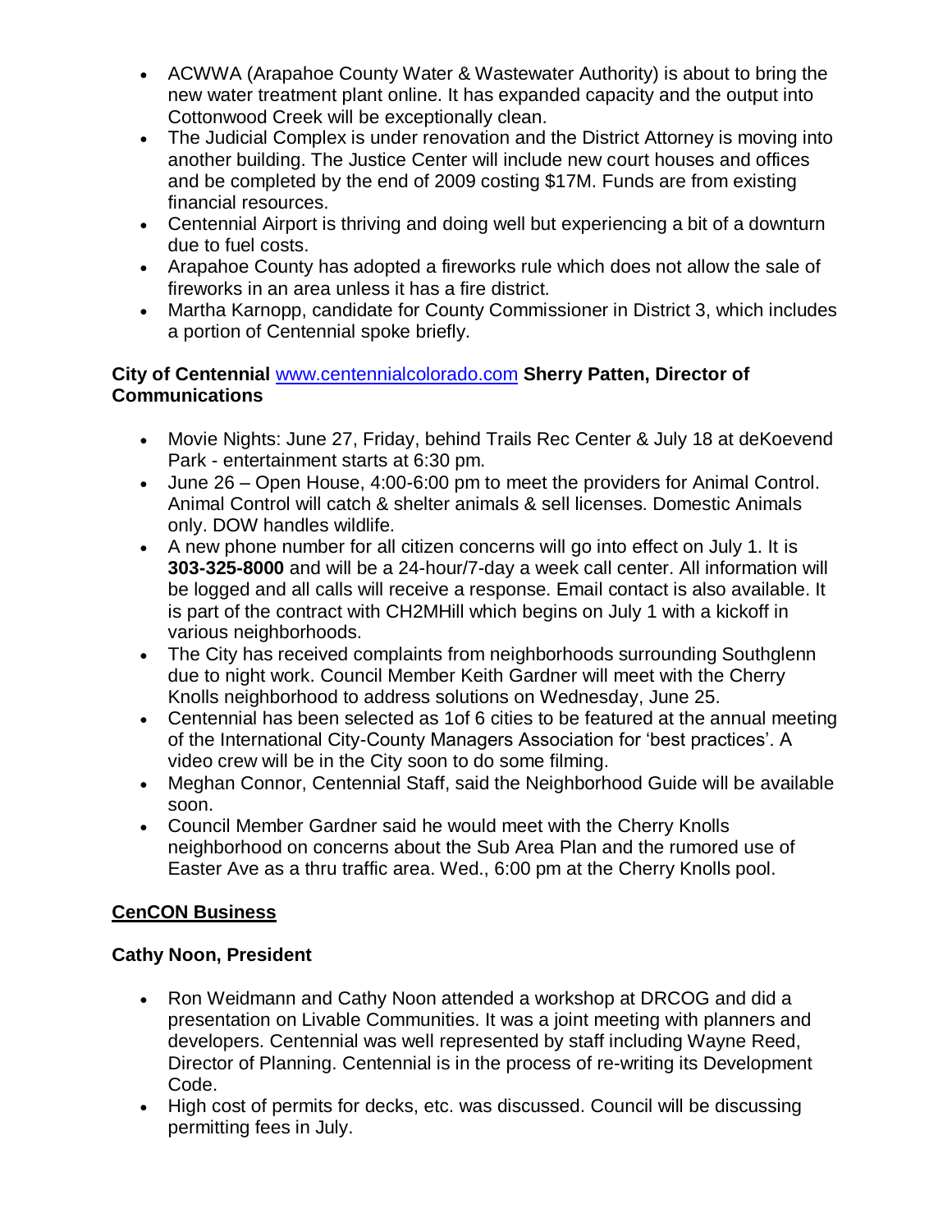- ACWWA (Arapahoe County Water & Wastewater Authority) is about to bring the new water treatment plant online. It has expanded capacity and the output into Cottonwood Creek will be exceptionally clean.
- The Judicial Complex is under renovation and the District Attorney is moving into another building. The Justice Center will include new court houses and offices and be completed by the end of 2009 costing $17M. Funds are from existing financial resources.
- Centennial Airport is thriving and doing well but experiencing a bit of a downturn due to fuel costs.
- Arapahoe County has adopted a fireworks rule which does not allow the sale of fireworks in an area unless it has a fire district.
- Martha Karnopp, candidate for County Commissioner in District 3, which includes a portion of Centennial spoke briefly.

**City of Centennial** www.centennialcolorado.com **Sherry Patten, Director of Communications**

- Movie Nights: June 27, Friday, behind Trails Rec Center & July 18 at deKoevend Park - entertainment starts at 6:30 pm.
- June 26 – Open House, 4:00-6:00 pm to meet the providers for Animal Control. Animal Control will catch & shelter animals & sell licenses. Domestic Animals only. DOW handles wildlife.
- A new phone number for all citizen concerns will go into effect on July 1. It is **303-325-8000** and will be a 24-hour/7-day a week call center. All information will be logged and all calls will receive a response. Email contact is also available. It is part of the contract with CH2MHill which begins on July 1 with a kickoff in various neighborhoods.
- The City has received complaints from neighborhoods surrounding Southglenn due to night work. Council Member Keith Gardner will meet with the Cherry Knolls neighborhood to address solutions on Wednesday, June 25.
- Centennial has been selected as 1of 6 cities to be featured at the annual meeting of the International City-County Managers Association for 'best practices'. A video crew will be in the City soon to do some filming.
- Meghan Connor, Centennial Staff, said the Neighborhood Guide will be available soon.
- Council Member Gardner said he would meet with the Cherry Knolls neighborhood on concerns about the Sub Area Plan and the rumored use of Easter Ave as a thru traffic area. Wed., 6:00 pm at the Cherry Knolls pool.

## CenCON Business

### Cathy Noon, President

- Ron Weidmann and Cathy Noon attended a workshop at DRCOG and did a presentation on Livable Communities. It was a joint meeting with planners and developers. Centennial was well represented by staff including Wayne Reed, Director of Planning. Centennial is in the process of re-writing its Development Code.
- High cost of permits for decks, etc. was discussed. Council will be discussing permitting fees in July.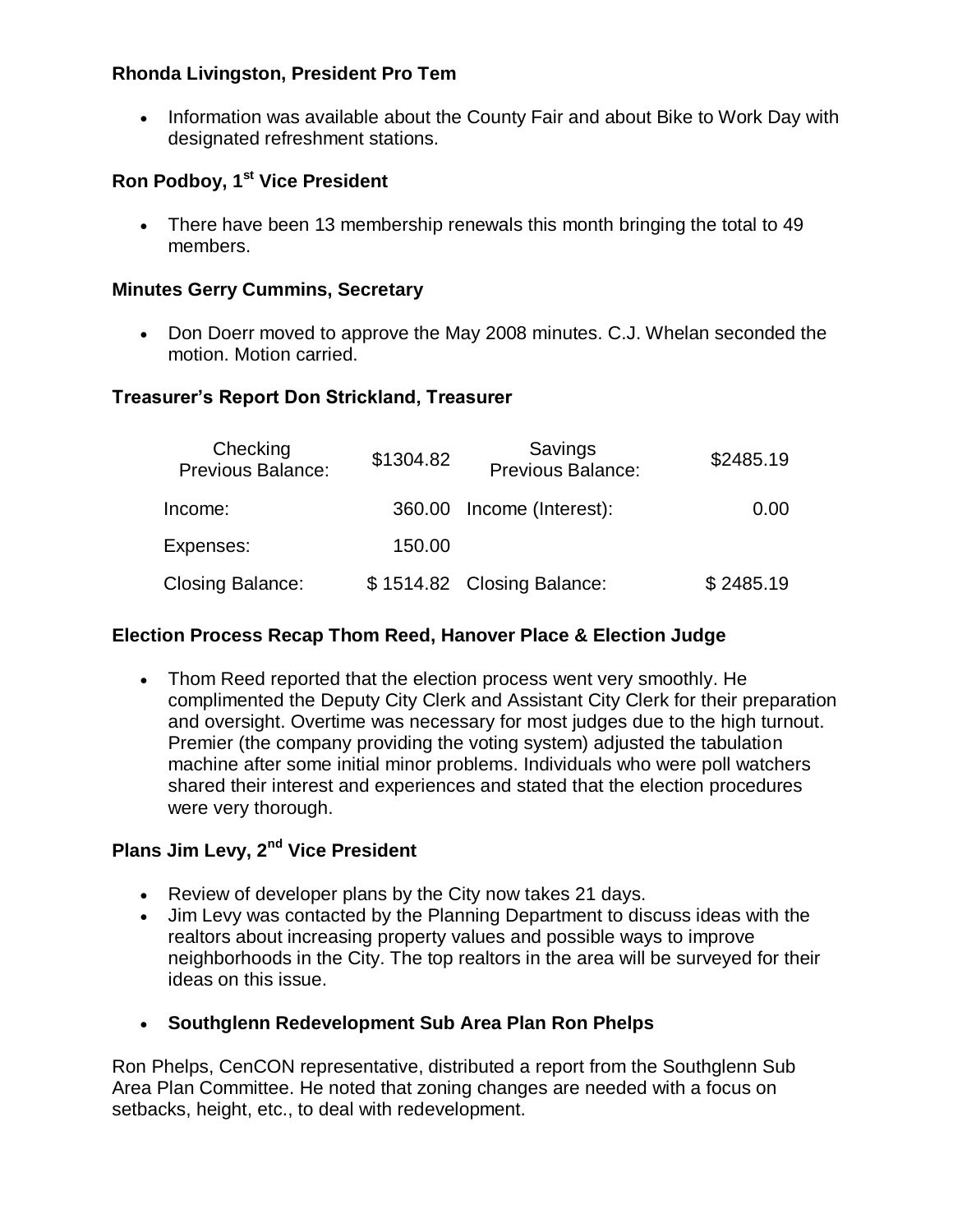**Rhonda Livingston, President Pro Tem**

- Information was available about the County Fair and about Bike to Work Day with designated refreshment stations.

**Ron Podboy, 1st Vice President**

- There have been 13 membership renewals this month bringing the total to 49 members.

**Minutes Gerry Cummins, Secretary**

- Don Doerr moved to approve the May 2008 minutes. C.J. Whelan seconded the motion. Motion carried.

**Treasurer's Report Don Strickland, Treasurer**

| | | | |
|---|---|---|---|
| Checking Previous Balance: | $1304.82 | Savings Previous Balance: | $2485.19 |
| Income: | 360.00 | Income (Interest): | 0.00 |
| Expenses: | 150.00 | | |
| Closing Balance: | $ 1514.82 | Closing Balance: | $ 2485.19 |

**Election Process Recap Thom Reed, Hanover Place & Election Judge**

- Thom Reed reported that the election process went very smoothly. He complimented the Deputy City Clerk and Assistant City Clerk for their preparation and oversight. Overtime was necessary for most judges due to the high turnout. Premier (the company providing the voting system) adjusted the tabulation machine after some initial minor problems. Individuals who were poll watchers shared their interest and experiences and stated that the election procedures were very thorough.

**Plans Jim Levy, 2nd Vice President**

- Review of developer plans by the City now takes 21 days.
- Jim Levy was contacted by the Planning Department to discuss ideas with the realtors about increasing property values and possible ways to improve neighborhoods in the City. The top realtors in the area will be surveyed for their ideas on this issue.

- **Southglenn Redevelopment Sub Area Plan Ron Phelps**

Ron Phelps, CenCON representative, distributed a report from the Southglenn Sub Area Plan Committee. He noted that zoning changes are needed with a focus on setbacks, height, etc., to deal with redevelopment.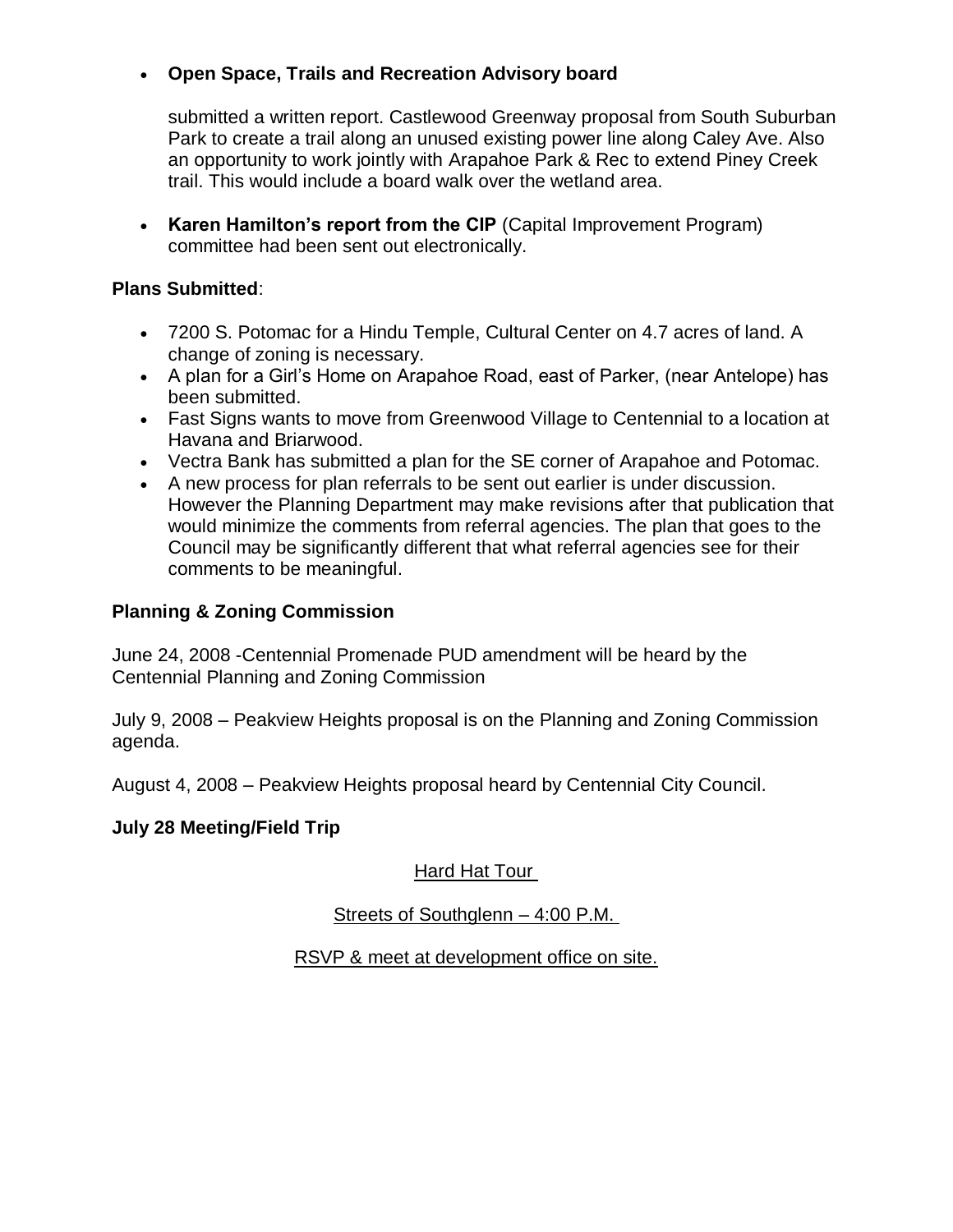- **Open Space, Trails and Recreation Advisory board**

  submitted a written report. Castlewood Greenway proposal from South Suburban Park to create a trail along an unused existing power line along Caley Ave. Also an opportunity to work jointly with Arapahoe Park & Rec to extend Piney Creek trail. This would include a board walk over the wetland area.

- **Karen Hamilton's report from the CIP** (Capital Improvement Program) committee had been sent out electronically.

**Plans Submitted**:

- 7200 S. Potomac for a Hindu Temple, Cultural Center on 4.7 acres of land. A change of zoning is necessary.
- A plan for a Girl's Home on Arapahoe Road, east of Parker, (near Antelope) has been submitted.
- Fast Signs wants to move from Greenwood Village to Centennial to a location at Havana and Briarwood.
- Vectra Bank has submitted a plan for the SE corner of Arapahoe and Potomac.
- A new process for plan referrals to be sent out earlier is under discussion. However the Planning Department may make revisions after that publication that would minimize the comments from referral agencies. The plan that goes to the Council may be significantly different that what referral agencies see for their comments to be meaningful.

**Planning & Zoning Commission**

June 24, 2008 -Centennial Promenade PUD amendment will be heard by the Centennial Planning and Zoning Commission

July 9, 2008 – Peakview Heights proposal is on the Planning and Zoning Commission agenda.

August 4, 2008 – Peakview Heights proposal heard by Centennial City Council.

**July 28 Meeting/Field Trip**

<u>Hard Hat Tour</u>

<u>Streets of Southglenn – 4:00 P.M.</u>

<u>RSVP & meet at development office on site.</u>